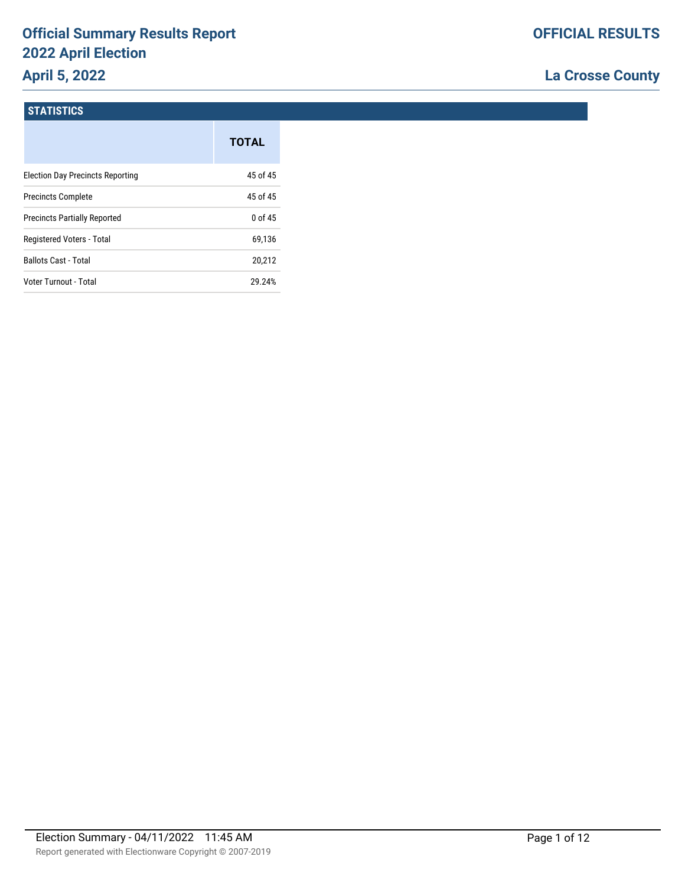# Official Summary Results Report
# 2022 April Election
## April 5, 2022

**OFFICIAL RESULTS**

**La Crosse County**

### STATISTICS

| | TOTAL |
|---|---|
| Election Day Precincts Reporting | 45 of 45 |
| Precincts Complete | 45 of 45 |
| Precincts Partially Reported | 0 of 45 |
| Registered Voters - Total | 69,136 |
| Ballots Cast - Total | 20,212 |
| Voter Turnout - Total | 29.24% |

Election Summary - 04/11/2022 11:45 AM

Report generated with Electionware Copyright © 2007-2019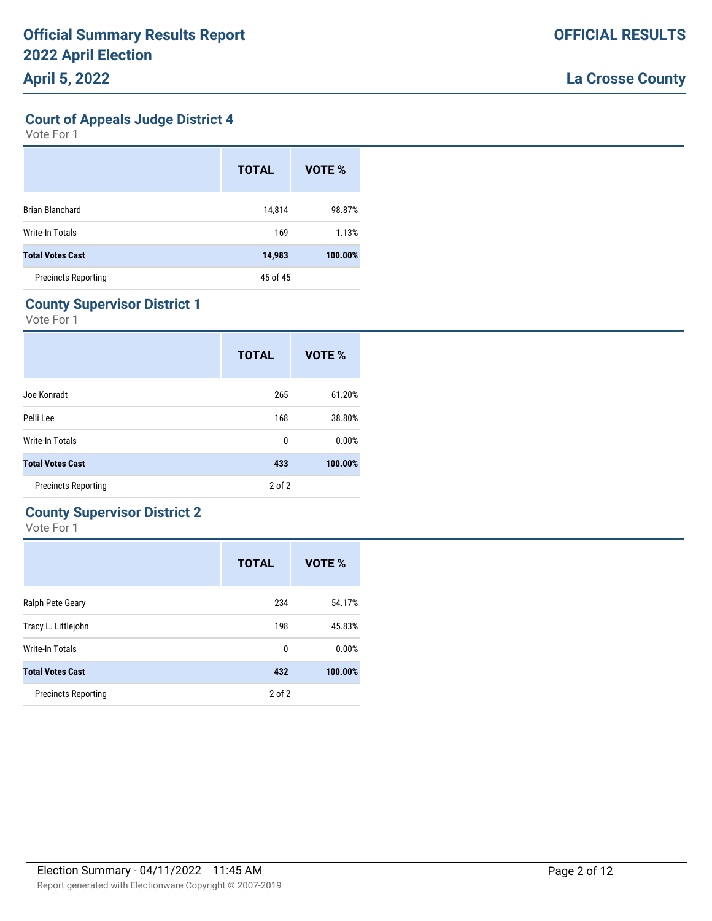## Court of Appeals Judge District 4

Vote For 1

| | TOTAL | VOTE % |
|---|---|---|
| Brian Blanchard | 14,814 | 98.87% |
| Write-In Totals | 169 | 1.13% |
| **Total Votes Cast** | **14,983** | **100.00%** |
| Precincts Reporting | 45 of 45 | |

## County Supervisor District 1

Vote For 1

| | TOTAL | VOTE % |
|---|---|---|
| Joe Konradt | 265 | 61.20% |
| Pelli Lee | 168 | 38.80% |
| Write-In Totals | 0 | 0.00% |
| **Total Votes Cast** | **433** | **100.00%** |
| Precincts Reporting | 2 of 2 | |

## County Supervisor District 2

Vote For 1

| | TOTAL | VOTE % |
|---|---|---|
| Ralph Pete Geary | 234 | 54.17% |
| Tracy L. Littlejohn | 198 | 45.83% |
| Write-In Totals | 0 | 0.00% |
| **Total Votes Cast** | **432** | **100.00%** |
| Precincts Reporting | 2 of 2 | |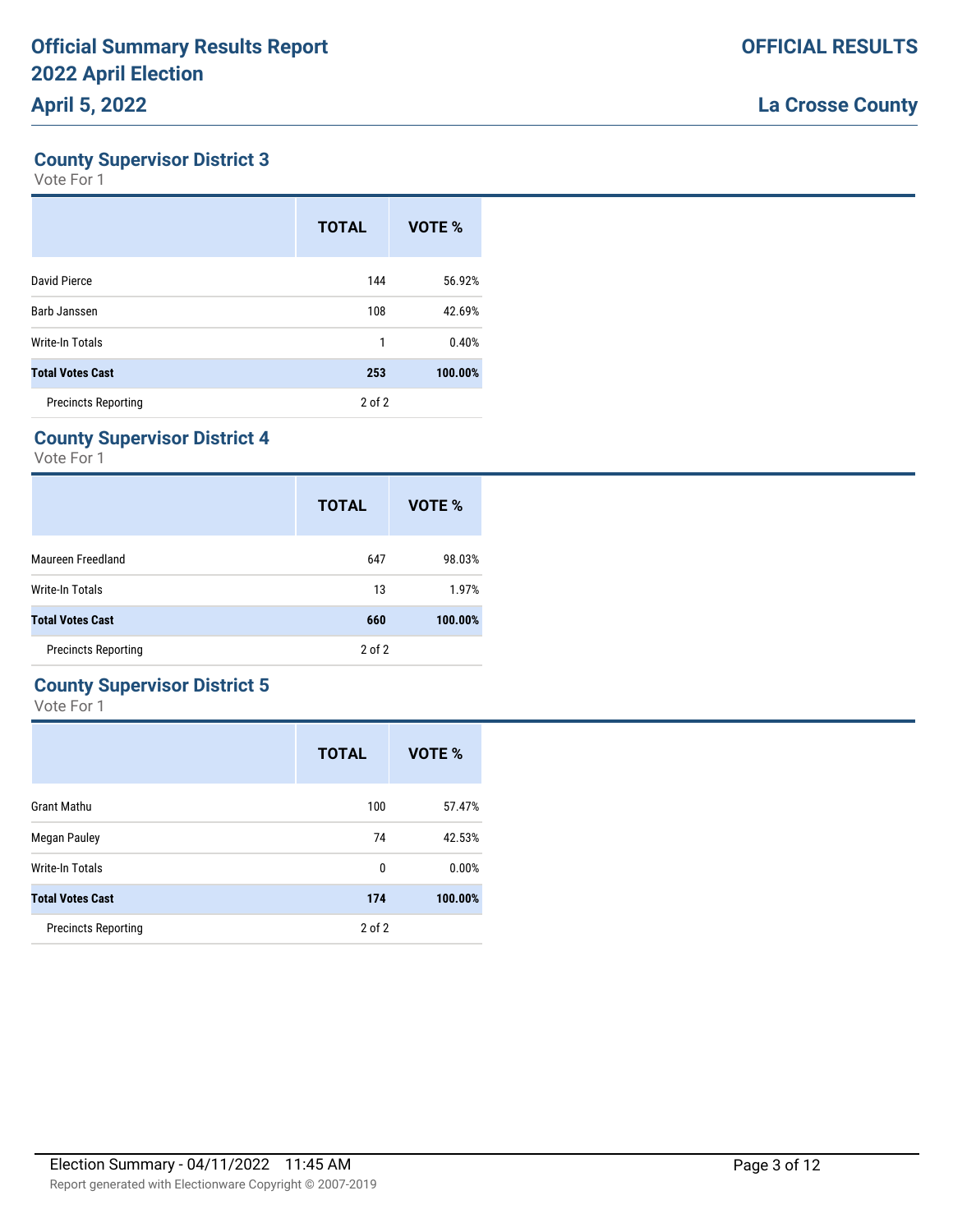# Official Summary Results Report
# 2022 April Election
# April 5, 2022

**OFFICIAL RESULTS**

**La Crosse County**

## County Supervisor District 3

Vote For 1

| | TOTAL | VOTE % |
|---|---|---|
| David Pierce | 144 | 56.92% |
| Barb Janssen | 108 | 42.69% |
| Write-In Totals | 1 | 0.40% |
| **Total Votes Cast** | **253** | **100.00%** |
| Precincts Reporting | 2 of 2 | |

## County Supervisor District 4

Vote For 1

| | TOTAL | VOTE % |
|---|---|---|
| Maureen Freedland | 647 | 98.03% |
| Write-In Totals | 13 | 1.97% |
| **Total Votes Cast** | **660** | **100.00%** |
| Precincts Reporting | 2 of 2 | |

## County Supervisor District 5

Vote For 1

| | TOTAL | VOTE % |
|---|---|---|
| Grant Mathu | 100 | 57.47% |
| Megan Pauley | 74 | 42.53% |
| Write-In Totals | 0 | 0.00% |
| **Total Votes Cast** | **174** | **100.00%** |
| Precincts Reporting | 2 of 2 | |

Election Summary - 04/11/2022 11:45 AM

Report generated with Electionware Copyright © 2007-2019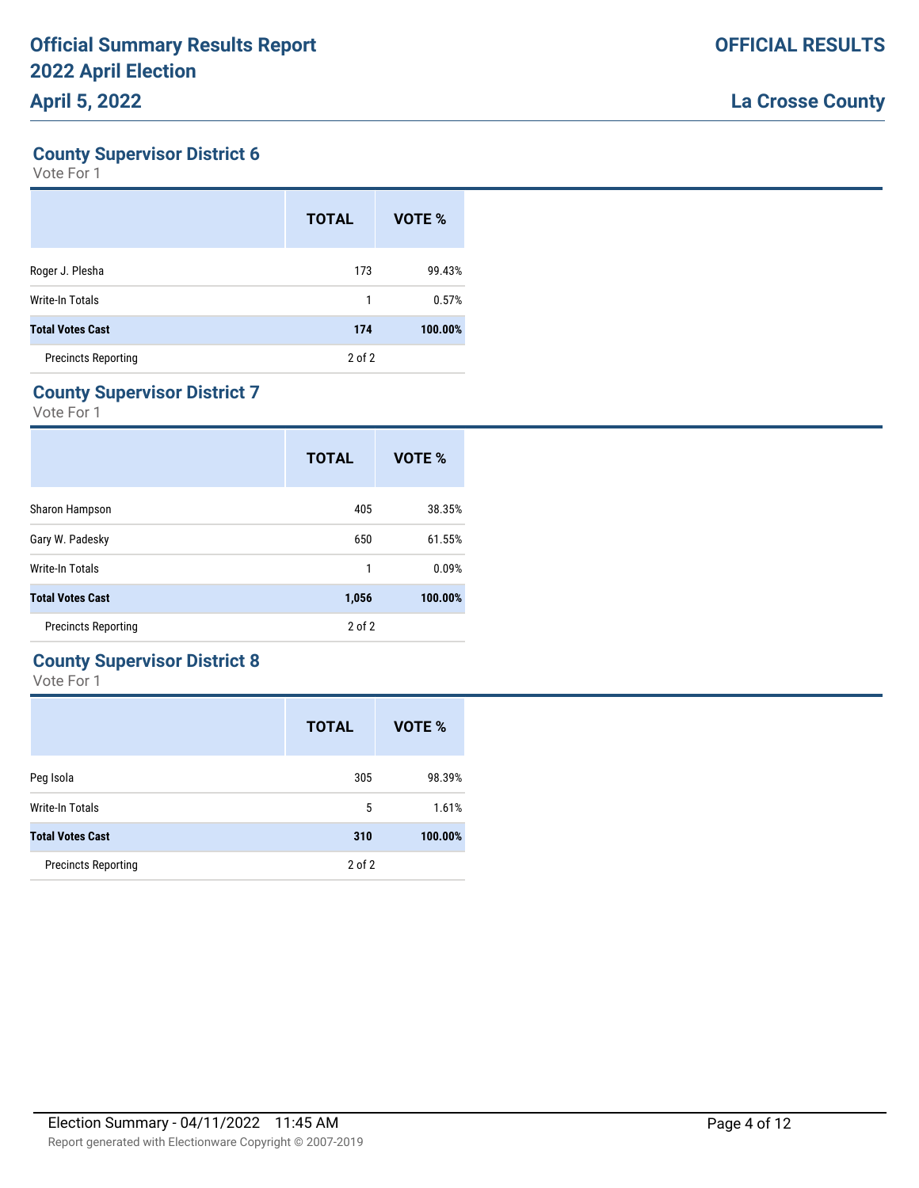## County Supervisor District 6

Vote For 1

| | TOTAL | VOTE % |
|---|---|---|
| Roger J. Plesha | 173 | 99.43% |
| Write-In Totals | 1 | 0.57% |
| **Total Votes Cast** | **174** | **100.00%** |
| Precincts Reporting | 2 of 2 | |

## County Supervisor District 7

Vote For 1

| | TOTAL | VOTE % |
|---|---|---|
| Sharon Hampson | 405 | 38.35% |
| Gary W. Padesky | 650 | 61.55% |
| Write-In Totals | 1 | 0.09% |
| **Total Votes Cast** | **1,056** | **100.00%** |
| Precincts Reporting | 2 of 2 | |

## County Supervisor District 8

Vote For 1

| | TOTAL | VOTE % |
|---|---|---|
| Peg Isola | 305 | 98.39% |
| Write-In Totals | 5 | 1.61% |
| **Total Votes Cast** | **310** | **100.00%** |
| Precincts Reporting | 2 of 2 | |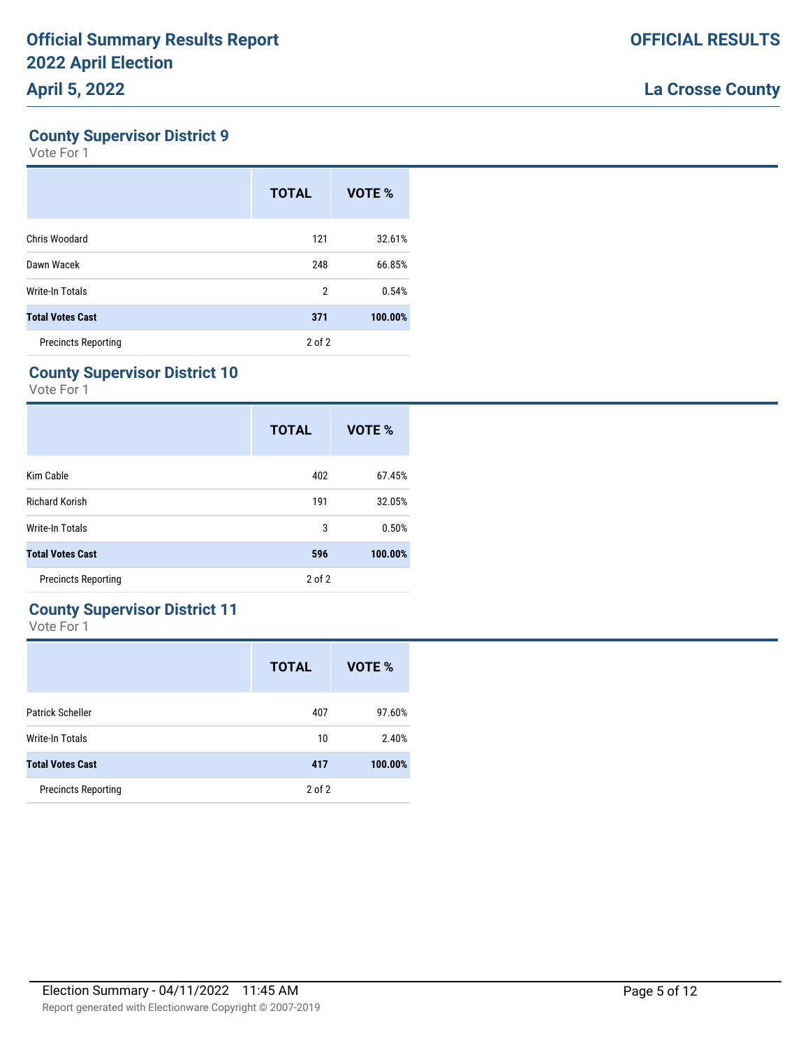## County Supervisor District 9

Vote For 1

| | TOTAL | VOTE % |
|---|---|---|
| Chris Woodard | 121 | 32.61% |
| Dawn Wacek | 248 | 66.85% |
| Write-In Totals | 2 | 0.54% |
| **Total Votes Cast** | **371** | **100.00%** |
| Precincts Reporting | 2 of 2 | |

## County Supervisor District 10

Vote For 1

| | TOTAL | VOTE % |
|---|---|---|
| Kim Cable | 402 | 67.45% |
| Richard Korish | 191 | 32.05% |
| Write-In Totals | 3 | 0.50% |
| **Total Votes Cast** | **596** | **100.00%** |
| Precincts Reporting | 2 of 2 | |

## County Supervisor District 11

Vote For 1

| | TOTAL | VOTE % |
|---|---|---|
| Patrick Scheller | 407 | 97.60% |
| Write-In Totals | 10 | 2.40% |
| **Total Votes Cast** | **417** | **100.00%** |
| Precincts Reporting | 2 of 2 | |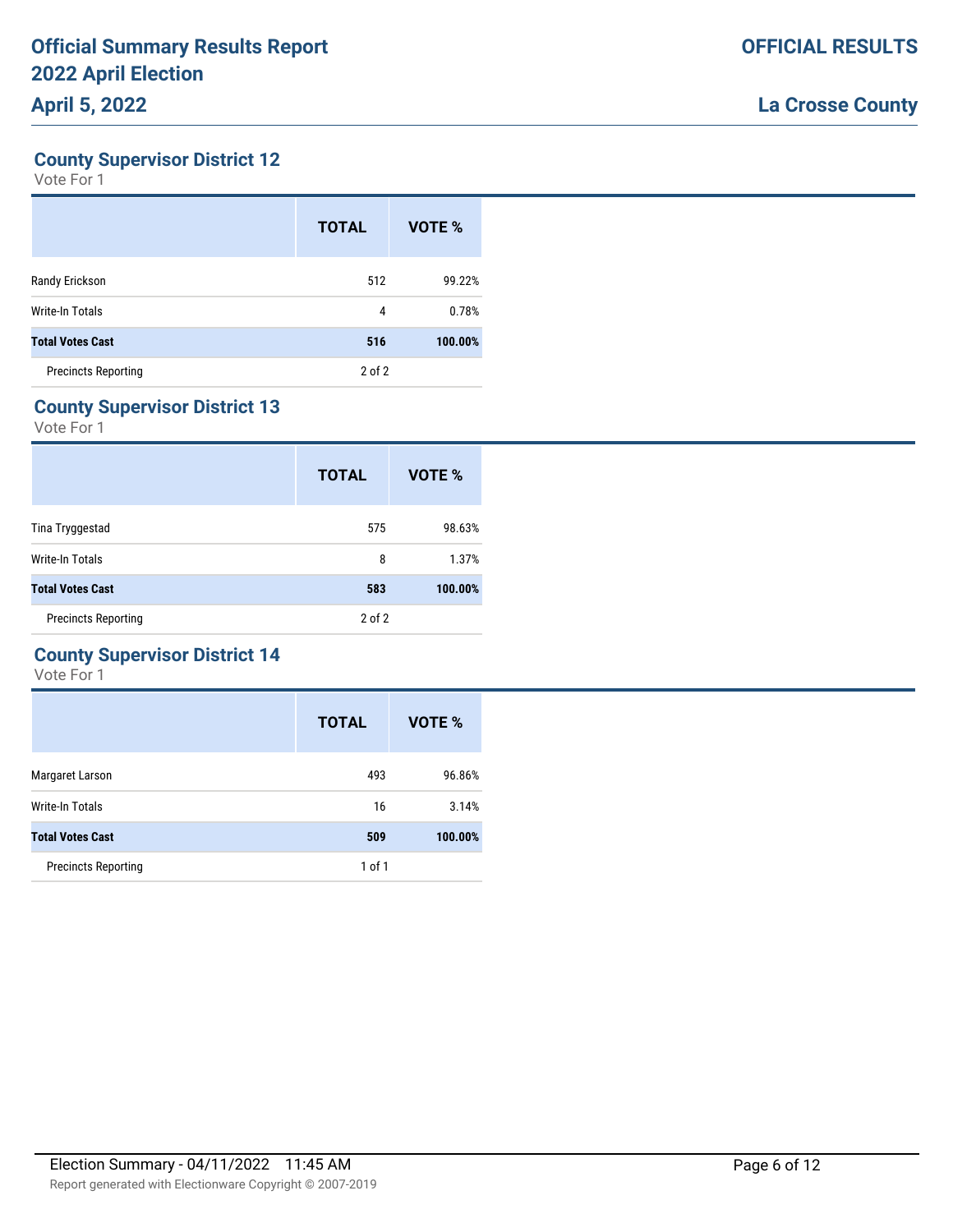## County Supervisor District 12

Vote For 1

| | TOTAL | VOTE % |
|---|---|---|
| Randy Erickson | 512 | 99.22% |
| Write-In Totals | 4 | 0.78% |
| **Total Votes Cast** | **516** | **100.00%** |
| Precincts Reporting | 2 of 2 | |

## County Supervisor District 13

Vote For 1

| | TOTAL | VOTE % |
|---|---|---|
| Tina Tryggestad | 575 | 98.63% |
| Write-In Totals | 8 | 1.37% |
| **Total Votes Cast** | **583** | **100.00%** |
| Precincts Reporting | 2 of 2 | |

## County Supervisor District 14

Vote For 1

| | TOTAL | VOTE % |
|---|---|---|
| Margaret Larson | 493 | 96.86% |
| Write-In Totals | 16 | 3.14% |
| **Total Votes Cast** | **509** | **100.00%** |
| Precincts Reporting | 1 of 1 | |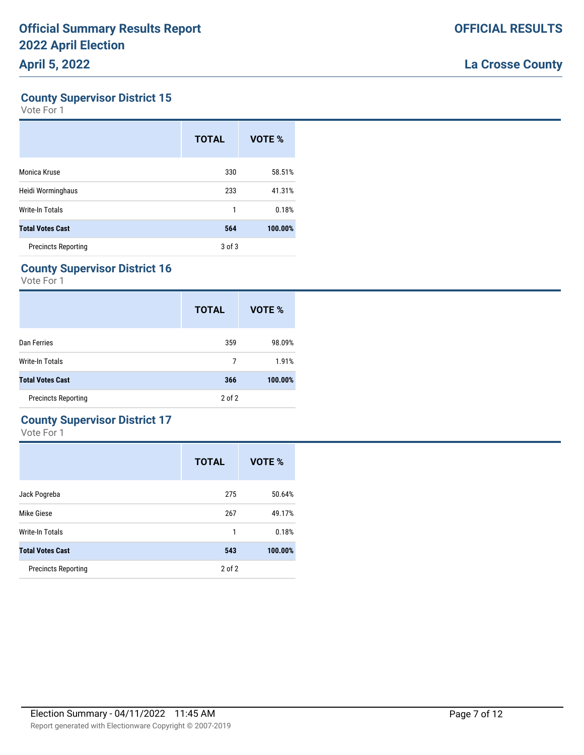## County Supervisor District 15

Vote For 1

| | TOTAL | VOTE % |
|---|---|---|
| Monica Kruse | 330 | 58.51% |
| Heidi Worminghaus | 233 | 41.31% |
| Write-In Totals | 1 | 0.18% |
| **Total Votes Cast** | **564** | **100.00%** |
| Precincts Reporting | 3 of 3 | |

## County Supervisor District 16

Vote For 1

| | TOTAL | VOTE % |
|---|---|---|
| Dan Ferries | 359 | 98.09% |
| Write-In Totals | 7 | 1.91% |
| **Total Votes Cast** | **366** | **100.00%** |
| Precincts Reporting | 2 of 2 | |

## County Supervisor District 17

Vote For 1

| | TOTAL | VOTE % |
|---|---|---|
| Jack Pogreba | 275 | 50.64% |
| Mike Giese | 267 | 49.17% |
| Write-In Totals | 1 | 0.18% |
| **Total Votes Cast** | **543** | **100.00%** |
| Precincts Reporting | 2 of 2 | |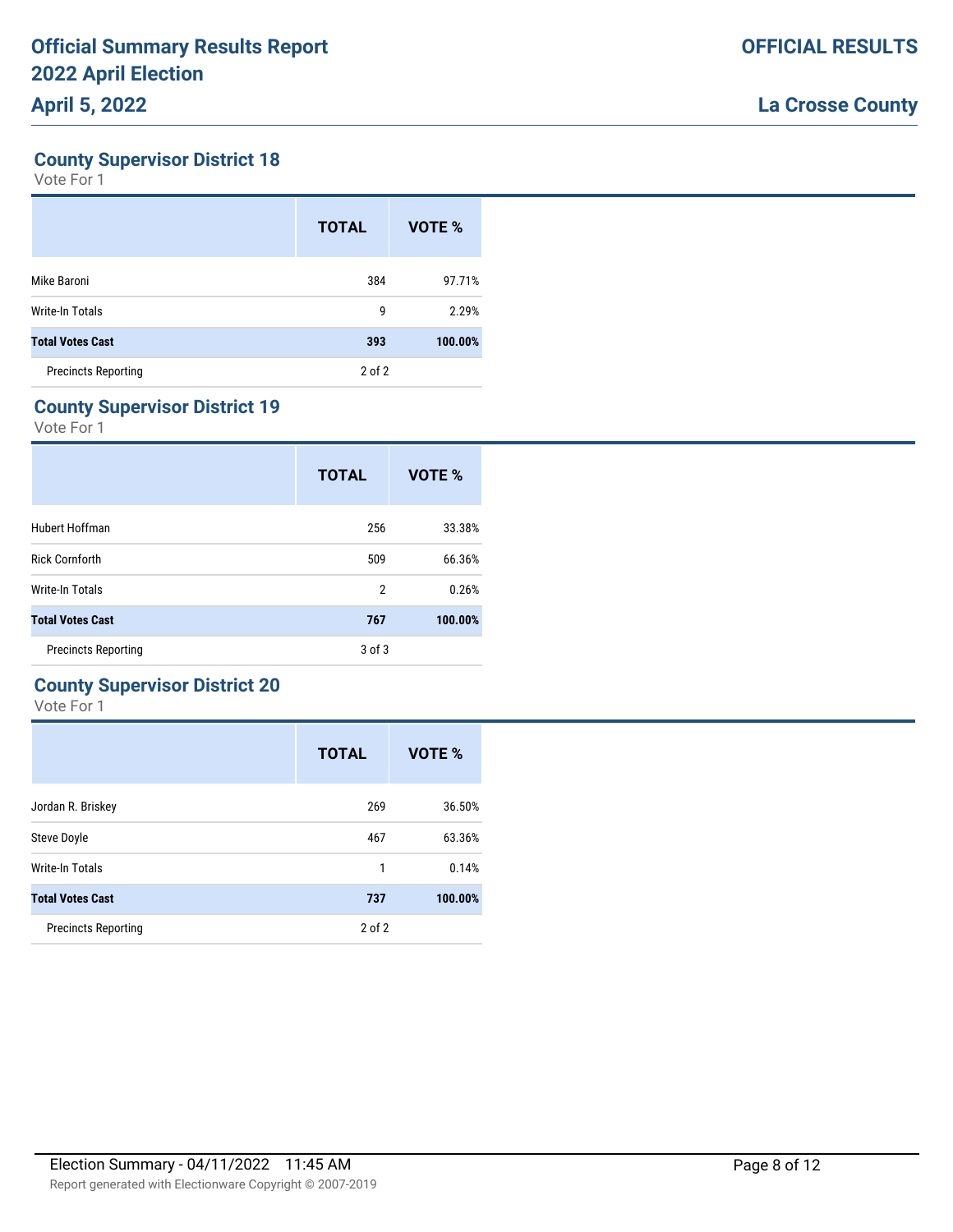## County Supervisor District 18

Vote For 1

| | TOTAL | VOTE % |
|---|---|---|
| Mike Baroni | 384 | 97.71% |
| Write-In Totals | 9 | 2.29% |
| **Total Votes Cast** | **393** | **100.00%** |
| Precincts Reporting | 2 of 2 | |

## County Supervisor District 19

Vote For 1

| | TOTAL | VOTE % |
|---|---|---|
| Hubert Hoffman | 256 | 33.38% |
| Rick Cornforth | 509 | 66.36% |
| Write-In Totals | 2 | 0.26% |
| **Total Votes Cast** | **767** | **100.00%** |
| Precincts Reporting | 3 of 3 | |

## County Supervisor District 20

Vote For 1

| | TOTAL | VOTE % |
|---|---|---|
| Jordan R. Briskey | 269 | 36.50% |
| Steve Doyle | 467 | 63.36% |
| Write-In Totals | 1 | 0.14% |
| **Total Votes Cast** | **737** | **100.00%** |
| Precincts Reporting | 2 of 2 | |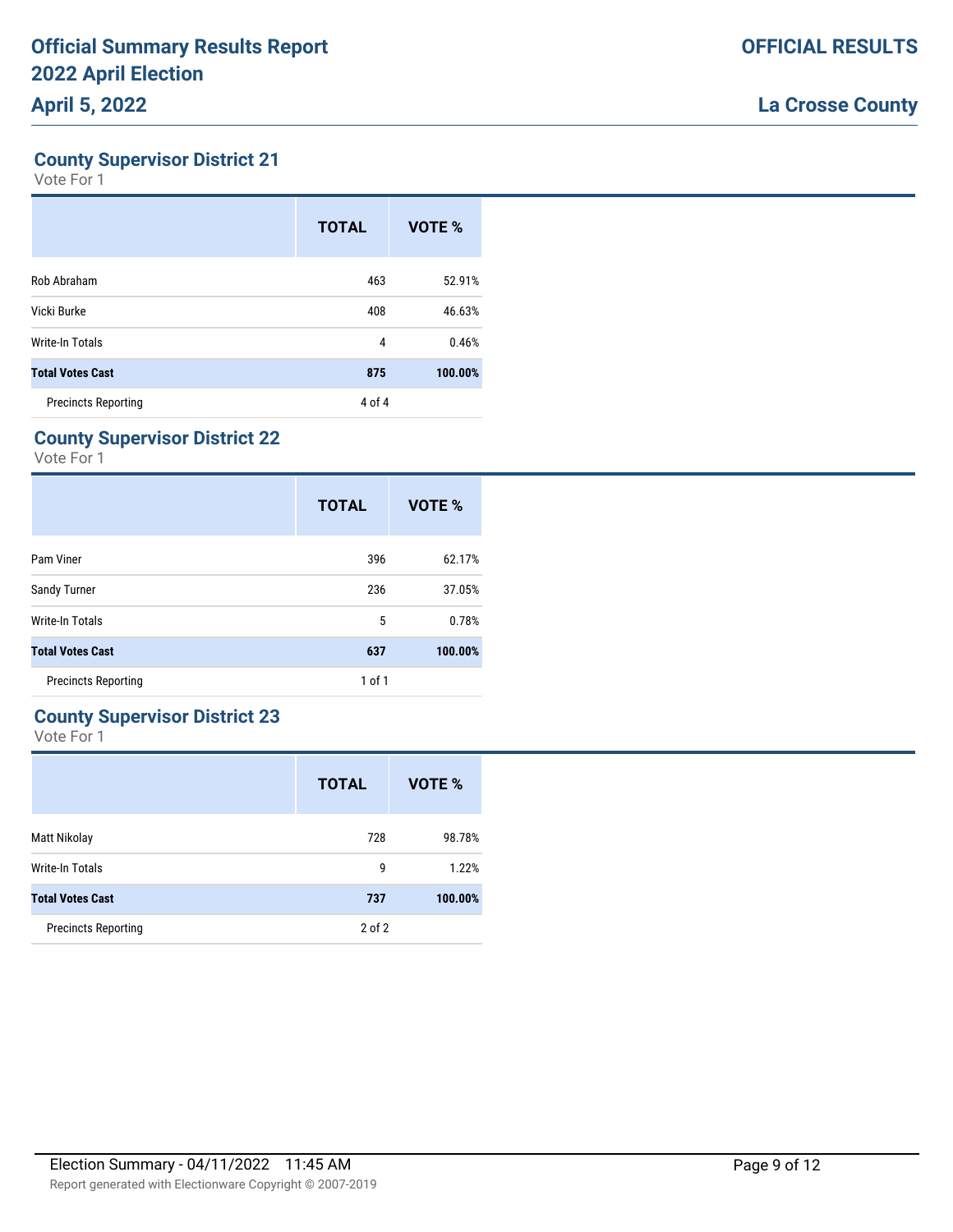## County Supervisor District 21

Vote For 1

| | TOTAL | VOTE % |
|---|---|---|
| Rob Abraham | 463 | 52.91% |
| Vicki Burke | 408 | 46.63% |
| Write-In Totals | 4 | 0.46% |
| **Total Votes Cast** | **875** | **100.00%** |
| Precincts Reporting | 4 of 4 | |

## County Supervisor District 22

Vote For 1

| | TOTAL | VOTE % |
|---|---|---|
| Pam Viner | 396 | 62.17% |
| Sandy Turner | 236 | 37.05% |
| Write-In Totals | 5 | 0.78% |
| **Total Votes Cast** | **637** | **100.00%** |
| Precincts Reporting | 1 of 1 | |

## County Supervisor District 23

Vote For 1

| | TOTAL | VOTE % |
|---|---|---|
| Matt Nikolay | 728 | 98.78% |
| Write-In Totals | 9 | 1.22% |
| **Total Votes Cast** | **737** | **100.00%** |
| Precincts Reporting | 2 of 2 | |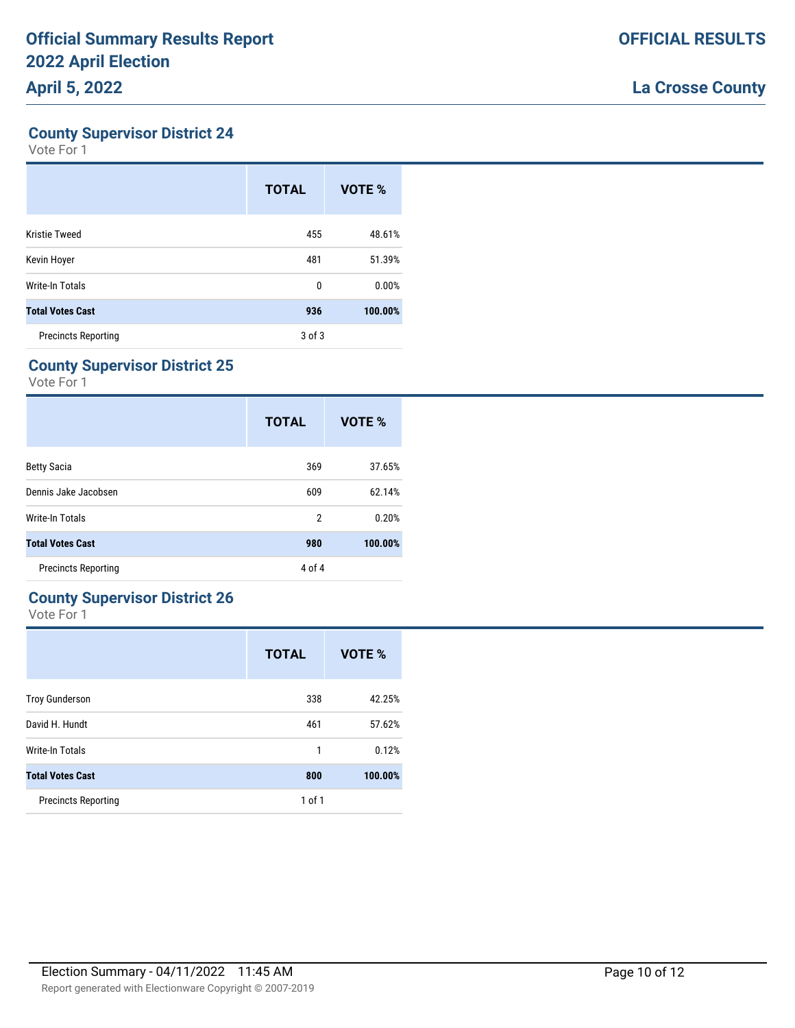# Official Summary Results Report
# 2022 April Election
# April 5, 2022

**OFFICIAL RESULTS**

**La Crosse County**

## County Supervisor District 24

Vote For 1

| | TOTAL | VOTE % |
|---|---|---|
| Kristie Tweed | 455 | 48.61% |
| Kevin Hoyer | 481 | 51.39% |
| Write-In Totals | 0 | 0.00% |
| **Total Votes Cast** | **936** | **100.00%** |
| Precincts Reporting | 3 of 3 | |

## County Supervisor District 25

Vote For 1

| | TOTAL | VOTE % |
|---|---|---|
| Betty Sacia | 369 | 37.65% |
| Dennis Jake Jacobsen | 609 | 62.14% |
| Write-In Totals | 2 | 0.20% |
| **Total Votes Cast** | **980** | **100.00%** |
| Precincts Reporting | 4 of 4 | |

## County Supervisor District 26

Vote For 1

| | TOTAL | VOTE % |
|---|---|---|
| Troy Gunderson | 338 | 42.25% |
| David H. Hundt | 461 | 57.62% |
| Write-In Totals | 1 | 0.12% |
| **Total Votes Cast** | **800** | **100.00%** |
| Precincts Reporting | 1 of 1 | |

Election Summary - 04/11/2022 11:45 AM

Report generated with Electionware Copyright © 2007-2019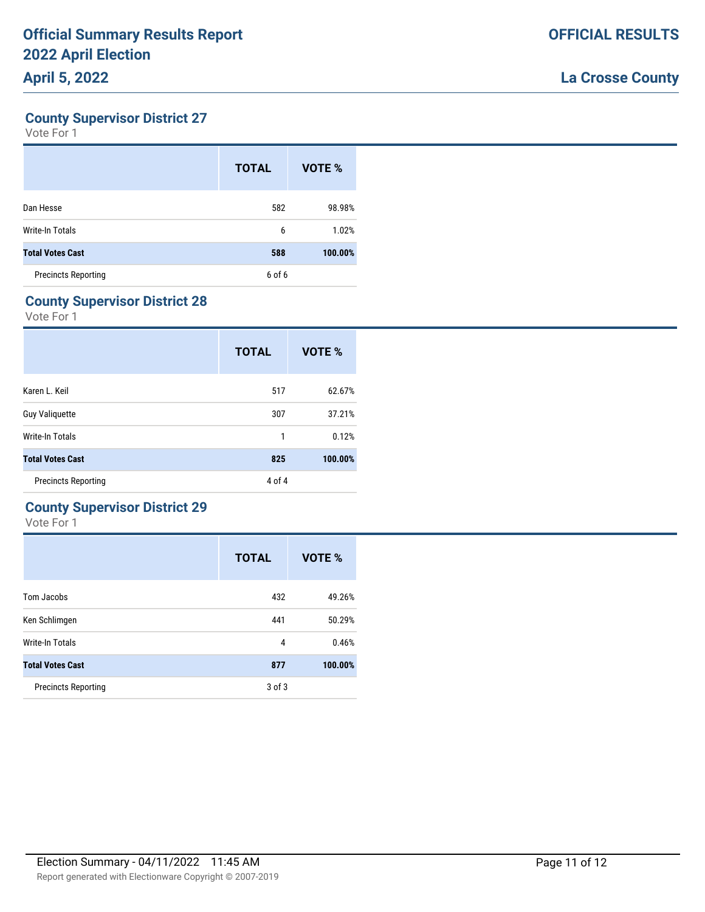## County Supervisor District 27

Vote For 1

| | TOTAL | VOTE % |
|---|---|---|
| Dan Hesse | 582 | 98.98% |
| Write-In Totals | 6 | 1.02% |
| **Total Votes Cast** | **588** | **100.00%** |
| Precincts Reporting | 6 of 6 | |

## County Supervisor District 28

Vote For 1

| | TOTAL | VOTE % |
|---|---|---|
| Karen L. Keil | 517 | 62.67% |
| Guy Valiquette | 307 | 37.21% |
| Write-In Totals | 1 | 0.12% |
| **Total Votes Cast** | **825** | **100.00%** |
| Precincts Reporting | 4 of 4 | |

## County Supervisor District 29

Vote For 1

| | TOTAL | VOTE % |
|---|---|---|
| Tom Jacobs | 432 | 49.26% |
| Ken Schlimgen | 441 | 50.29% |
| Write-In Totals | 4 | 0.46% |
| **Total Votes Cast** | **877** | **100.00%** |
| Precincts Reporting | 3 of 3 | |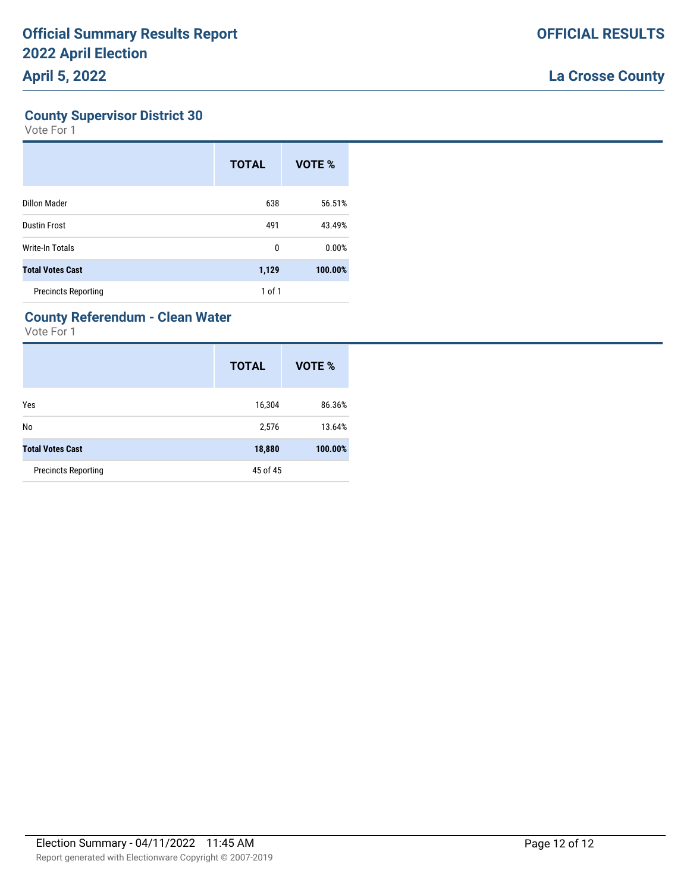## County Supervisor District 30

Vote For 1

| | TOTAL | VOTE % |
|---|---|---|
| Dillon Mader | 638 | 56.51% |
| Dustin Frost | 491 | 43.49% |
| Write-In Totals | 0 | 0.00% |
| **Total Votes Cast** | **1,129** | **100.00%** |
| Precincts Reporting | 1 of 1 | |

## County Referendum - Clean Water

Vote For 1

| | TOTAL | VOTE % |
|---|---|---|
| Yes | 16,304 | 86.36% |
| No | 2,576 | 13.64% |
| **Total Votes Cast** | **18,880** | **100.00%** |
| Precincts Reporting | 45 of 45 | |